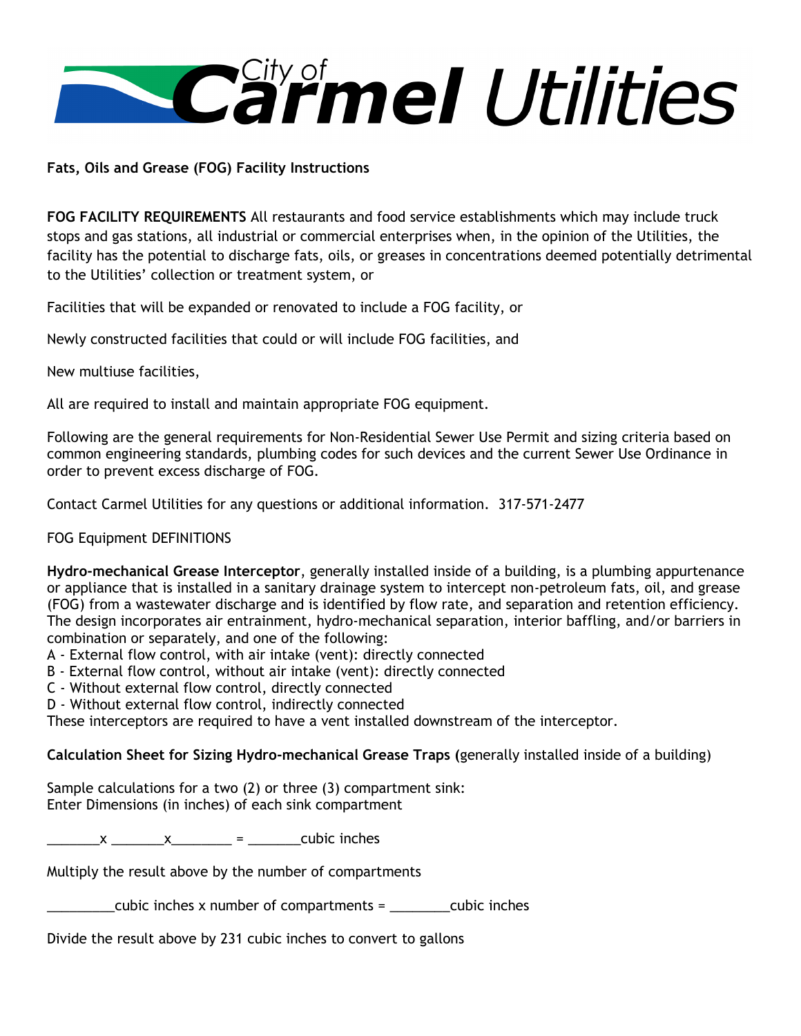# City of Carmel Utilities

**Fats, Oils and Grease (FOG) Facility Instructions**

**FOG FACILITY REQUIREMENTS** All restaurants and food service establishments which may include truck stops and gas stations, all industrial or commercial enterprises when, in the opinion of the Utilities, the facility has the potential to discharge fats, oils, or greases in concentrations deemed potentially detrimental to the Utilities' collection or treatment system, or

Facilities that will be expanded or renovated to include a FOG facility, or

Newly constructed facilities that could or will include FOG facilities, and

New multiuse facilities,

All are required to install and maintain appropriate FOG equipment.

Following are the general requirements for Non-Residential Sewer Use Permit and sizing criteria based on common engineering standards, plumbing codes for such devices and the current Sewer Use Ordinance in order to prevent excess discharge of FOG.

Contact Carmel Utilities for any questions or additional information. 317-571-2477

FOG Equipment DEFINITIONS

**Hydro-mechanical Grease Interceptor**, generally installed inside of a building, is a plumbing appurtenance or appliance that is installed in a sanitary drainage system to intercept non-petroleum fats, oil, and grease (FOG) from a wastewater discharge and is identified by flow rate, and separation and retention efficiency. The design incorporates air entrainment, hydro-mechanical separation, interior baffling, and/or barriers in combination or separately, and one of the following:
A - External flow control, with air intake (vent): directly connected
B - External flow control, without air intake (vent): directly connected
C - Without external flow control, directly connected
D - Without external flow control, indirectly connected
These interceptors are required to have a vent installed downstream of the interceptor.

**Calculation Sheet for Sizing Hydro-mechanical Grease Traps (**generally installed inside of a building)

Sample calculations for a two (2) or three (3) compartment sink:
Enter Dimensions (in inches) of each sink compartment

_______x _______x________ = _______cubic inches

Multiply the result above by the number of compartments

_________cubic inches x number of compartments = ________cubic inches

Divide the result above by 231 cubic inches to convert to gallons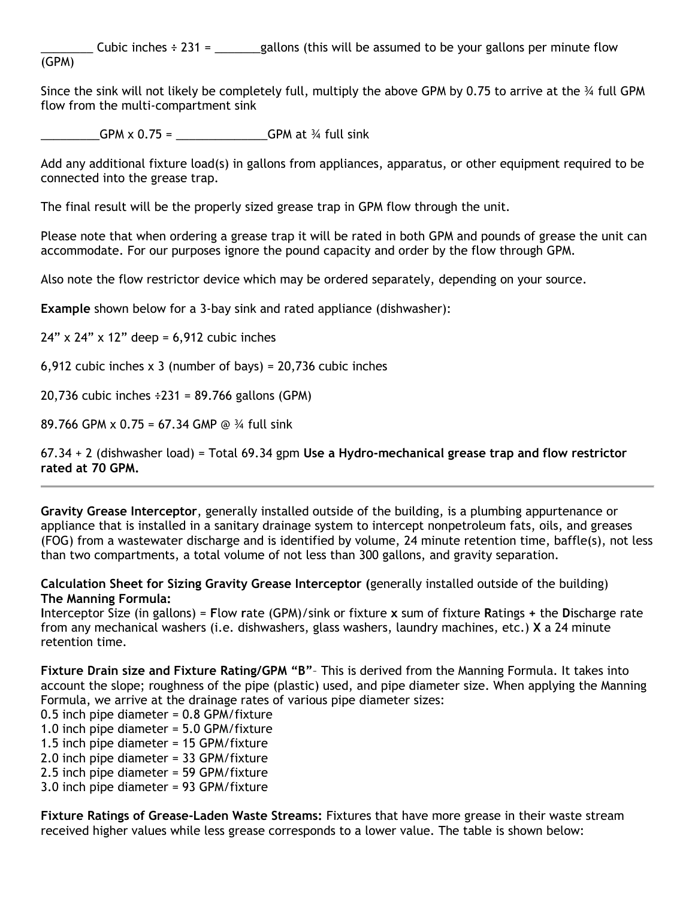________ Cubic inches ÷ 231 = _______gallons (this will be assumed to be your gallons per minute flow (GPM)

Since the sink will not likely be completely full, multiply the above GPM by 0.75 to arrive at the ¾ full GPM flow from the multi-compartment sink

_________GPM x 0.75 = ______________GPM at ¾ full sink

Add any additional fixture load(s) in gallons from appliances, apparatus, or other equipment required to be connected into the grease trap.

The final result will be the properly sized grease trap in GPM flow through the unit.

Please note that when ordering a grease trap it will be rated in both GPM and pounds of grease the unit can accommodate. For our purposes ignore the pound capacity and order by the flow through GPM.

Also note the flow restrictor device which may be ordered separately, depending on your source.

**Example** shown below for a 3-bay sink and rated appliance (dishwasher):

24" x 24" x 12" deep = 6,912 cubic inches

6,912 cubic inches x 3 (number of bays) = 20,736 cubic inches

20,736 cubic inches ÷231 = 89.766 gallons (GPM)

89.766 GPM x 0.75 = 67.34 GMP @ ¾ full sink

67.34 + 2 (dishwasher load) = Total 69.34 gpm **Use a Hydro-mechanical grease trap and flow restrictor rated at 70 GPM.**

---

**Gravity Grease Interceptor**, generally installed outside of the building, is a plumbing appurtenance or appliance that is installed in a sanitary drainage system to intercept nonpetroleum fats, oils, and greases (FOG) from a wastewater discharge and is identified by volume, 24 minute retention time, baffle(s), not less than two compartments, a total volume of not less than 300 gallons, and gravity separation.

**Calculation Sheet for Sizing Gravity Grease Interceptor (**generally installed outside of the building)
**The Manning Formula:**
**I**nterceptor Size (in gallons) = **F**low **r**ate (GPM)/sink or fixture **x** sum of fixture **R**atings **+** the **D**ischarge rate from any mechanical washers (i.e. dishwashers, glass washers, laundry machines, etc.) **X** a 24 minute retention time.

**Fixture Drain size and Fixture Rating/GPM "B"**– This is derived from the Manning Formula. It takes into account the slope; roughness of the pipe (plastic) used, and pipe diameter size. When applying the Manning Formula, we arrive at the drainage rates of various pipe diameter sizes:
0.5 inch pipe diameter = 0.8 GPM/fixture
1.0 inch pipe diameter = 5.0 GPM/fixture
1.5 inch pipe diameter = 15 GPM/fixture
2.0 inch pipe diameter = 33 GPM/fixture
2.5 inch pipe diameter = 59 GPM/fixture
3.0 inch pipe diameter = 93 GPM/fixture

**Fixture Ratings of Grease-Laden Waste Streams:** Fixtures that have more grease in their waste stream received higher values while less grease corresponds to a lower value. The table is shown below: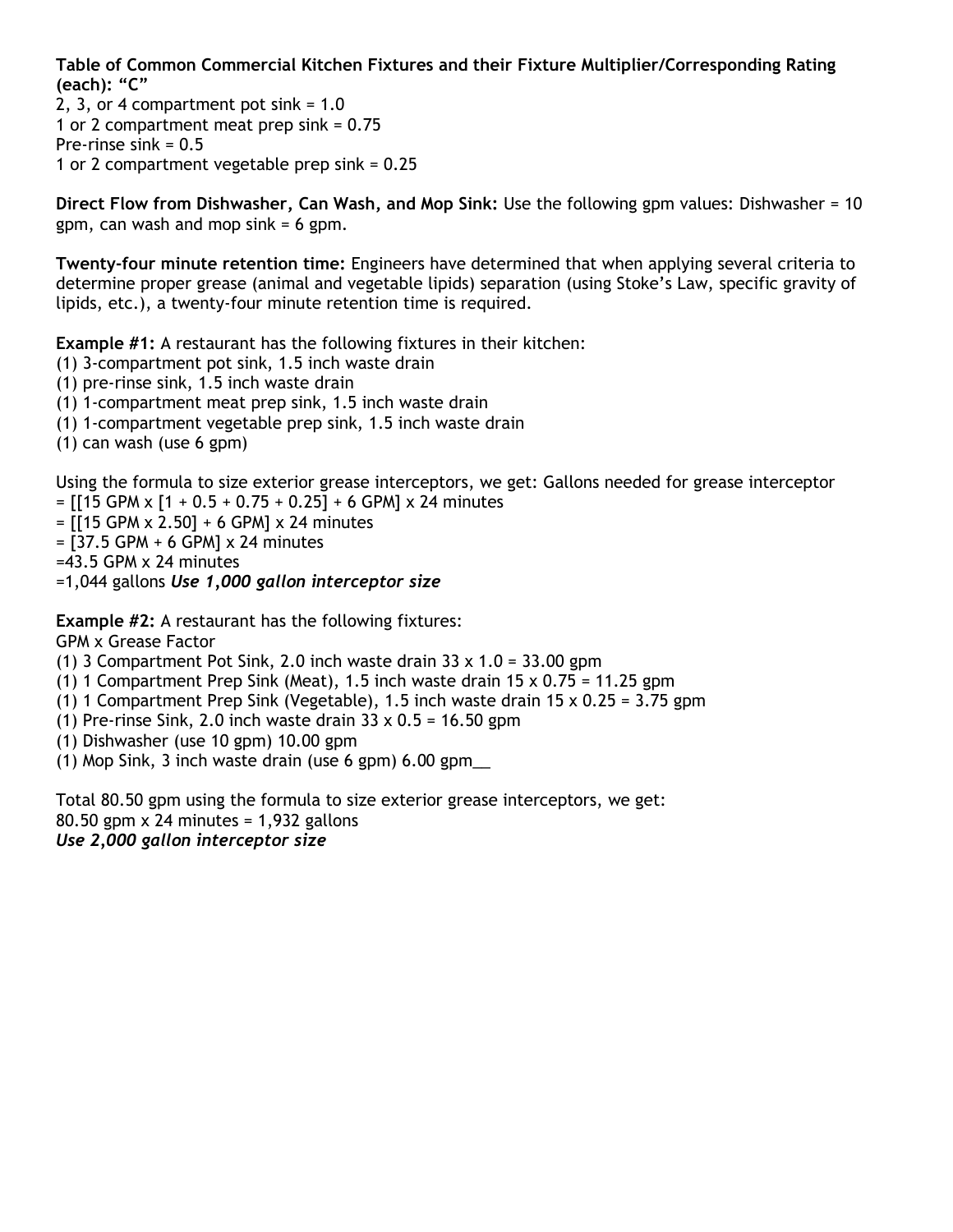**Table of Common Commercial Kitchen Fixtures and their Fixture Multiplier/Corresponding Rating (each): "C"**

2, 3, or 4 compartment pot sink = 1.0
1 or 2 compartment meat prep sink = 0.75
Pre-rinse sink = 0.5
1 or 2 compartment vegetable prep sink = 0.25

**Direct Flow from Dishwasher, Can Wash, and Mop Sink:** Use the following gpm values: Dishwasher = 10 gpm, can wash and mop sink = 6 gpm.

**Twenty-four minute retention time:** Engineers have determined that when applying several criteria to determine proper grease (animal and vegetable lipids) separation (using Stoke's Law, specific gravity of lipids, etc.), a twenty-four minute retention time is required.

**Example #1:** A restaurant has the following fixtures in their kitchen:

(1) 3-compartment pot sink, 1.5 inch waste drain
(1) pre-rinse sink, 1.5 inch waste drain
(1) 1-compartment meat prep sink, 1.5 inch waste drain
(1) 1-compartment vegetable prep sink, 1.5 inch waste drain
(1) can wash (use 6 gpm)

Using the formula to size exterior grease interceptors, we get: Gallons needed for grease interceptor
= [[15 GPM x [1 + 0.5 + 0.75 + 0.25] + 6 GPM] x 24 minutes
= [[15 GPM x 2.50] + 6 GPM] x 24 minutes
= [37.5 GPM + 6 GPM] x 24 minutes
=43.5 GPM x 24 minutes
=1,044 gallons ***Use 1,000 gallon interceptor size***

**Example #2:** A restaurant has the following fixtures:

GPM x Grease Factor
(1) 3 Compartment Pot Sink, 2.0 inch waste drain 33 x 1.0 = 33.00 gpm
(1) 1 Compartment Prep Sink (Meat), 1.5 inch waste drain 15 x 0.75 = 11.25 gpm
(1) 1 Compartment Prep Sink (Vegetable), 1.5 inch waste drain 15 x 0.25 = 3.75 gpm
(1) Pre-rinse Sink, 2.0 inch waste drain 33 x 0.5 = 16.50 gpm
(1) Dishwasher (use 10 gpm) 10.00 gpm
(1) Mop Sink, 3 inch waste drain (use 6 gpm) 6.00 gpm__

Total 80.50 gpm using the formula to size exterior grease interceptors, we get:
80.50 gpm x 24 minutes = 1,932 gallons
***Use 2,000 gallon interceptor size***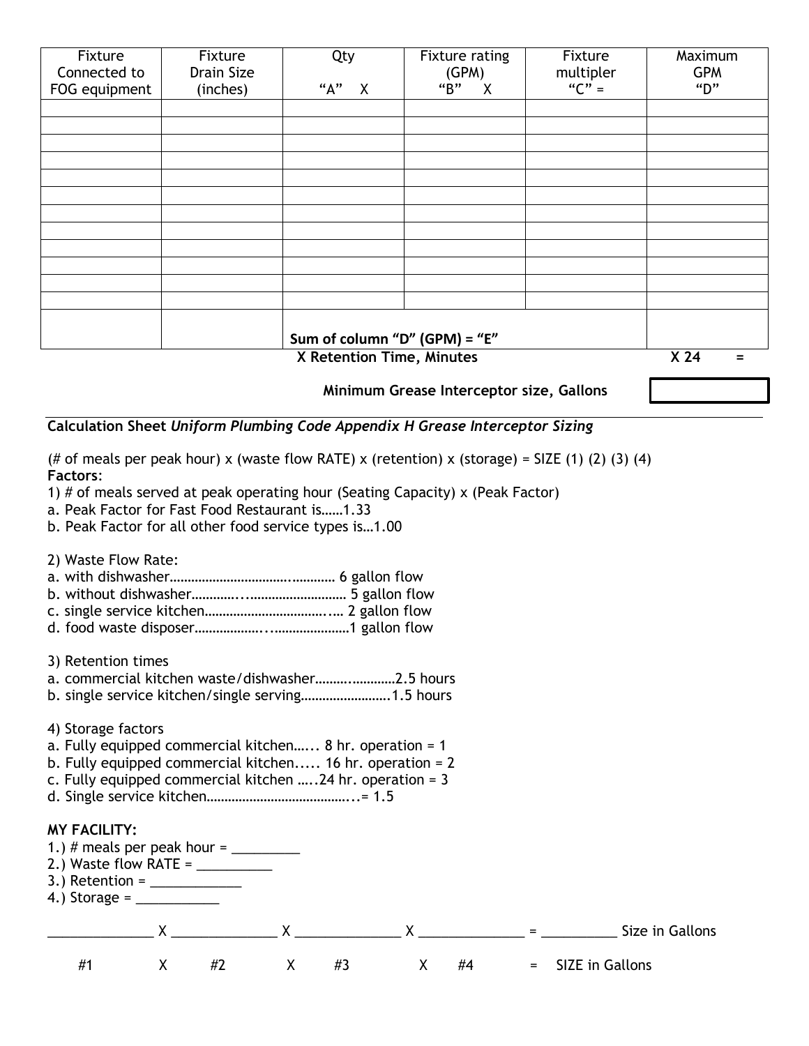| Fixture Connected to FOG equipment | Fixture Drain Size (inches) | Qty "A" X | Fixture rating (GPM) "B" X | Fixture multipler "C" = | Maximum GPM "D" |
|---|---|---|---|---|---|
| | | | | | |
| | | | | | |
| | | | | | |
| | | | | | |
| | | | | | |
| | | | | | |
| | | | | | |
| | | | | | |
| | | | | | |
| | | | | | |
| | | | | | |
| | | | | | |
| | | **Sum of column "D" (GPM) = "E"** | | | |
| | | **X Retention Time, Minutes** | | | **X 24 =** |

**Minimum Grease Interceptor size, Gallons** [ ]

**Calculation Sheet** ***Uniform Plumbing Code Appendix H Grease Interceptor Sizing***

(# of meals per peak hour) x (waste flow RATE) x (retention) x (storage) = SIZE (1) (2) (3) (4)

**Factors**:

1) # of meals served at peak operating hour (Seating Capacity) x (Peak Factor)
a. Peak Factor for Fast Food Restaurant is……1.33
b. Peak Factor for all other food service types is…1.00

2) Waste Flow Rate:
a. with dishwasher………………………………………… 6 gallon flow
b. without dishwasher…………..……………………… 5 gallon flow
c. single service kitchen………………………………… 2 gallon flow
d. food waste disposer…………………..…………………1 gallon flow

3) Retention times
a. commercial kitchen waste/dishwasher……..…………2.5 hours
b. single service kitchen/single serving…………………….1.5 hours

4) Storage factors
a. Fully equipped commercial kitchen…... 8 hr. operation = 1
b. Fully equipped commercial kitchen..... 16 hr. operation = 2
c. Fully equipped commercial kitchen …..24 hr. operation = 3
d. Single service kitchen…………………………………...= 1.5

**MY FACILITY:**

1.) # meals per peak hour = _________
2.) Waste flow RATE = __________
3.) Retention = ____________
4.) Storage = ___________

______________ X ______________ X ______________ X ______________ = __________ Size in Gallons

#1 X #2 X #3 X #4 = SIZE in Gallons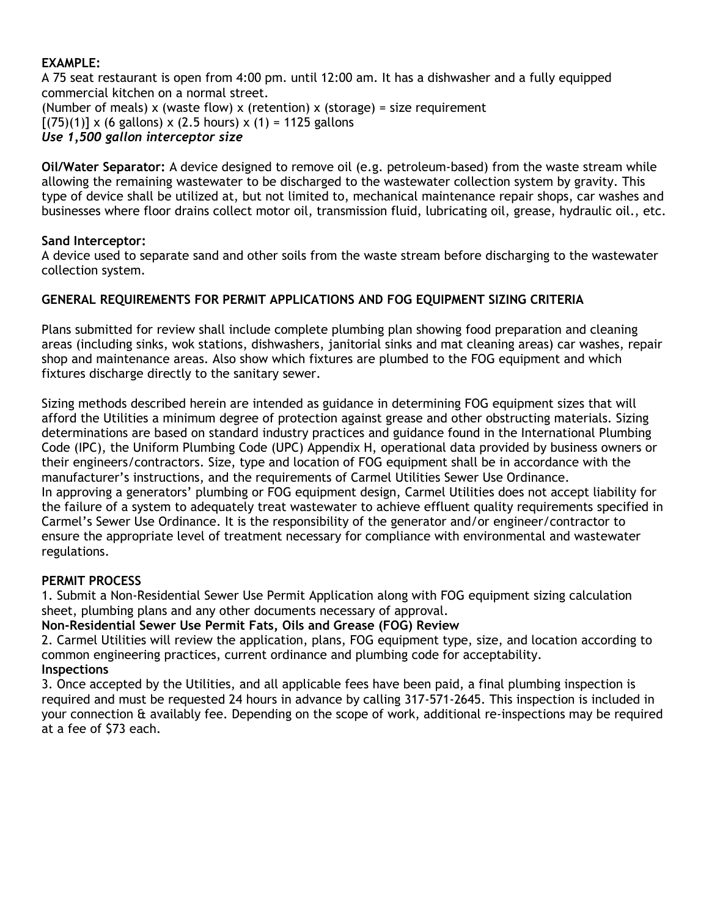**EXAMPLE:**

A 75 seat restaurant is open from 4:00 pm. until 12:00 am. It has a dishwasher and a fully equipped commercial kitchen on a normal street.

(Number of meals) x (waste flow) x (retention) x (storage) = size requirement

[(75)(1)] x (6 gallons) x (2.5 hours) x (1) = 1125 gallons

***Use 1,500 gallon interceptor size***

**Oil/Water Separator:** A device designed to remove oil (e.g. petroleum-based) from the waste stream while allowing the remaining wastewater to be discharged to the wastewater collection system by gravity. This type of device shall be utilized at, but not limited to, mechanical maintenance repair shops, car washes and businesses where floor drains collect motor oil, transmission fluid, lubricating oil, grease, hydraulic oil., etc.

**Sand Interceptor:**

A device used to separate sand and other soils from the waste stream before discharging to the wastewater collection system.

**GENERAL REQUIREMENTS FOR PERMIT APPLICATIONS AND FOG EQUIPMENT SIZING CRITERIA**

Plans submitted for review shall include complete plumbing plan showing food preparation and cleaning areas (including sinks, wok stations, dishwashers, janitorial sinks and mat cleaning areas) car washes, repair shop and maintenance areas. Also show which fixtures are plumbed to the FOG equipment and which fixtures discharge directly to the sanitary sewer.

Sizing methods described herein are intended as guidance in determining FOG equipment sizes that will afford the Utilities a minimum degree of protection against grease and other obstructing materials. Sizing determinations are based on standard industry practices and guidance found in the International Plumbing Code (IPC), the Uniform Plumbing Code (UPC) Appendix H, operational data provided by business owners or their engineers/contractors. Size, type and location of FOG equipment shall be in accordance with the manufacturer's instructions, and the requirements of Carmel Utilities Sewer Use Ordinance.

In approving a generators' plumbing or FOG equipment design, Carmel Utilities does not accept liability for the failure of a system to adequately treat wastewater to achieve effluent quality requirements specified in Carmel's Sewer Use Ordinance. It is the responsibility of the generator and/or engineer/contractor to ensure the appropriate level of treatment necessary for compliance with environmental and wastewater regulations.

**PERMIT PROCESS**

1. Submit a Non-Residential Sewer Use Permit Application along with FOG equipment sizing calculation sheet, plumbing plans and any other documents necessary of approval.

**Non-Residential Sewer Use Permit Fats, Oils and Grease (FOG) Review**

2. Carmel Utilities will review the application, plans, FOG equipment type, size, and location according to common engineering practices, current ordinance and plumbing code for acceptability.

**Inspections**

3. Once accepted by the Utilities, and all applicable fees have been paid, a final plumbing inspection is required and must be requested 24 hours in advance by calling 317-571-2645. This inspection is included in your connection & availably fee. Depending on the scope of work, additional re-inspections may be required at a fee of $73 each.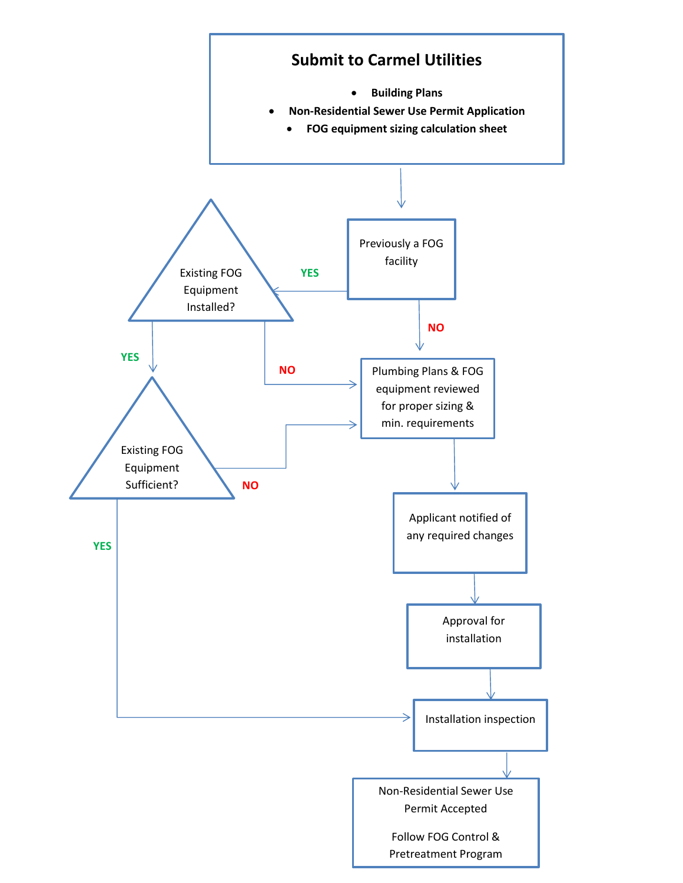**Submit to Carmel Utilities**

- Building Plans
- Non-Residential Sewer Use Permit Application
- FOG equipment sizing calculation sheet

Previously a FOG facility

YES

NO

Existing FOG Equipment Installed?

YES

NO

Plumbing Plans & FOG equipment reviewed for proper sizing & min. requirements

Existing FOG Equipment Sufficient?

NO

YES

Applicant notified of any required changes

Approval for installation

Installation inspection

Non-Residential Sewer Use Permit Accepted

Follow FOG Control & Pretreatment Program